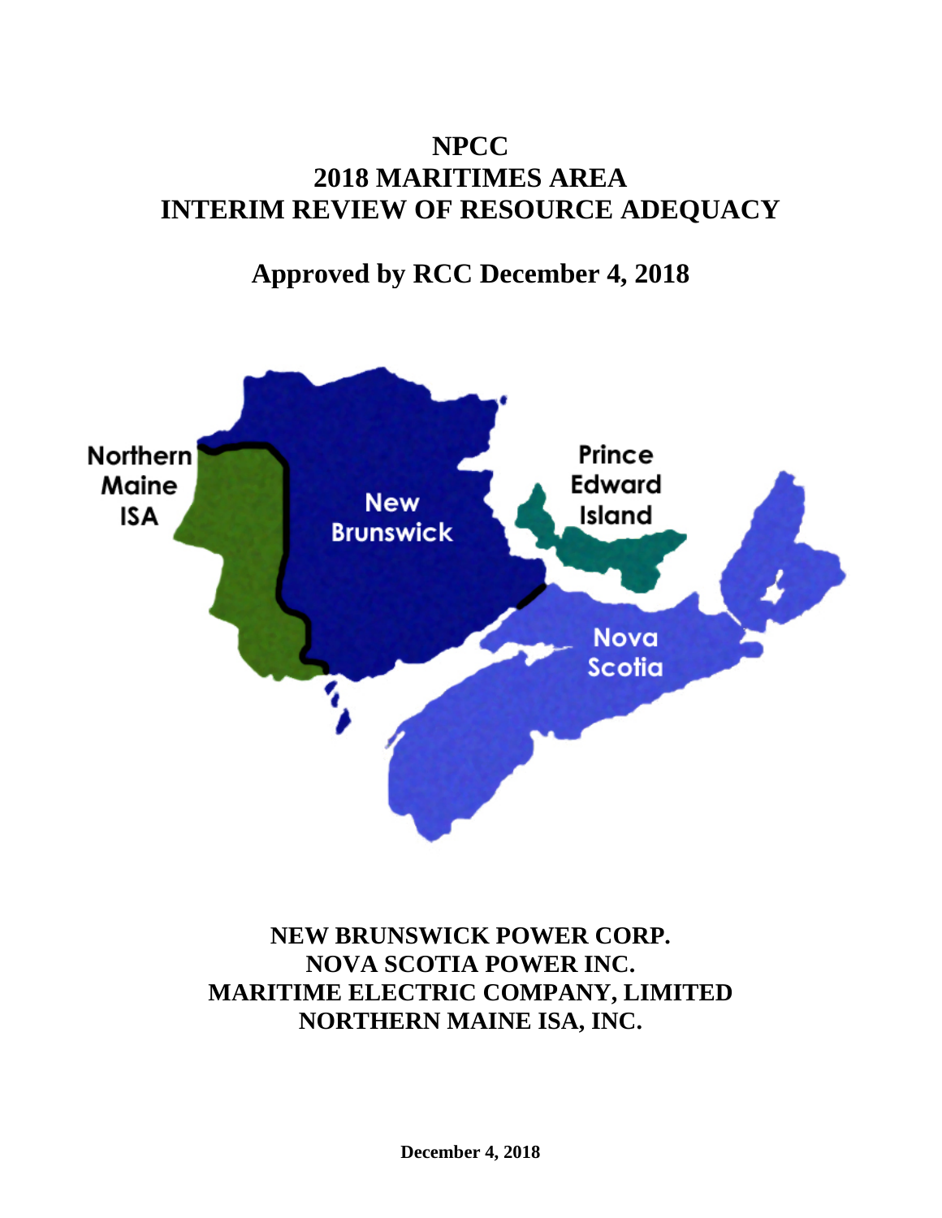# NPCC
# 2018 MARITIMES AREA
# INTERIM REVIEW OF RESOURCE ADEQUACY

## Approved by RCC December 4, 2018

**NEW BRUNSWICK POWER CORP.**
**NOVA SCOTIA POWER INC.**
**MARITIME ELECTRIC COMPANY, LIMITED**
**NORTHERN MAINE ISA, INC.**

**December 4, 2018**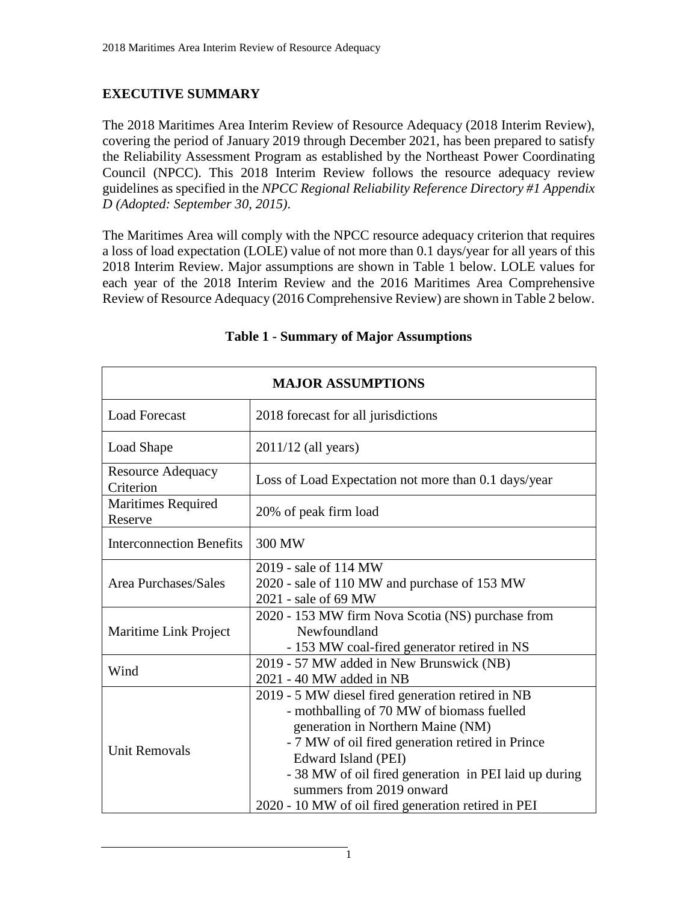## EXECUTIVE SUMMARY

The 2018 Maritimes Area Interim Review of Resource Adequacy (2018 Interim Review), covering the period of January 2019 through December 2021, has been prepared to satisfy the Reliability Assessment Program as established by the Northeast Power Coordinating Council (NPCC). This 2018 Interim Review follows the resource adequacy review guidelines as specified in the *NPCC Regional Reliability Reference Directory #1 Appendix D (Adopted: September 30, 2015)*.

The Maritimes Area will comply with the NPCC resource adequacy criterion that requires a loss of load expectation (LOLE) value of not more than 0.1 days/year for all years of this 2018 Interim Review. Major assumptions are shown in Table 1 below. LOLE values for each year of the 2018 Interim Review and the 2016 Maritimes Area Comprehensive Review of Resource Adequacy (2016 Comprehensive Review) are shown in Table 2 below.

**Table 1 - Summary of Major Assumptions**

| MAJOR ASSUMPTIONS | |
|---|---|
| Load Forecast | 2018 forecast for all jurisdictions |
| Load Shape | 2011/12 (all years) |
| Resource Adequacy Criterion | Loss of Load Expectation not more than 0.1 days/year |
| Maritimes Required Reserve | 20% of peak firm load |
| Interconnection Benefits | 300 MW |
| Area Purchases/Sales | 2019 - sale of 114 MW<br>2020 - sale of 110 MW and purchase of 153 MW<br>2021 - sale of 69 MW |
| Maritime Link Project | 2020 - 153 MW firm Nova Scotia (NS) purchase from Newfoundland<br>- 153 MW coal-fired generator retired in NS |
| Wind | 2019 - 57 MW added in New Brunswick (NB)<br>2021 - 40 MW added in NB |
| Unit Removals | 2019 - 5 MW diesel fired generation retired in NB<br>- mothballing of 70 MW of biomass fuelled generation in Northern Maine (NM)<br>- 7 MW of oil fired generation retired in Prince Edward Island (PEI)<br>- 38 MW of oil fired generation in PEI laid up during summers from 2019 onward<br>2020 - 10 MW of oil fired generation retired in PEI |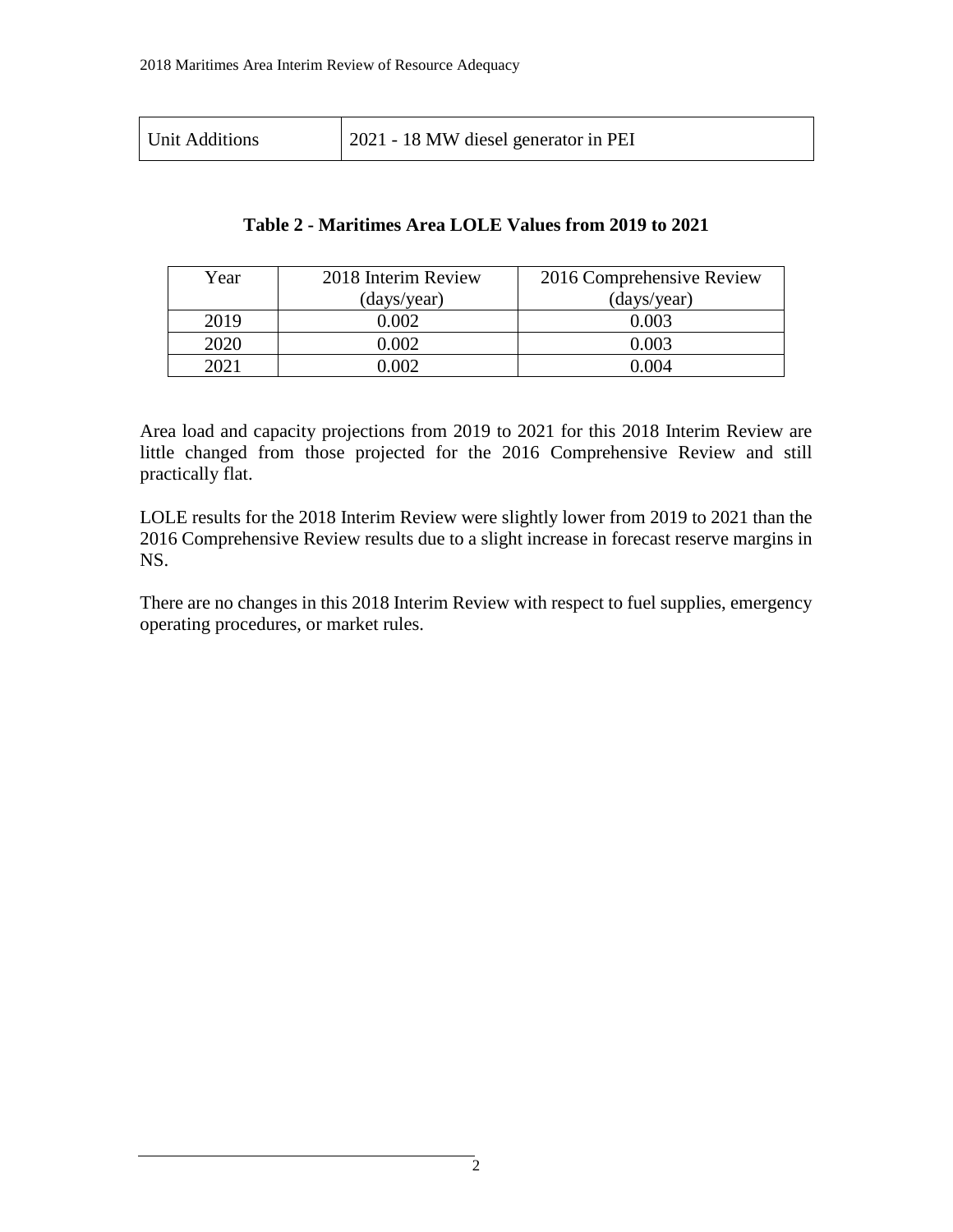| Unit Additions | 2021 - 18 MW diesel generator in PEI |
|---|---|

**Table 2 - Maritimes Area LOLE Values from 2019 to 2021**

| Year | 2018 Interim Review (days/year) | 2016 Comprehensive Review (days/year) |
|---|---|---|
| 2019 | 0.002 | 0.003 |
| 2020 | 0.002 | 0.003 |
| 2021 | 0.002 | 0.004 |

Area load and capacity projections from 2019 to 2021 for this 2018 Interim Review are little changed from those projected for the 2016 Comprehensive Review and still practically flat.

LOLE results for the 2018 Interim Review were slightly lower from 2019 to 2021 than the 2016 Comprehensive Review results due to a slight increase in forecast reserve margins in NS.

There are no changes in this 2018 Interim Review with respect to fuel supplies, emergency operating procedures, or market rules.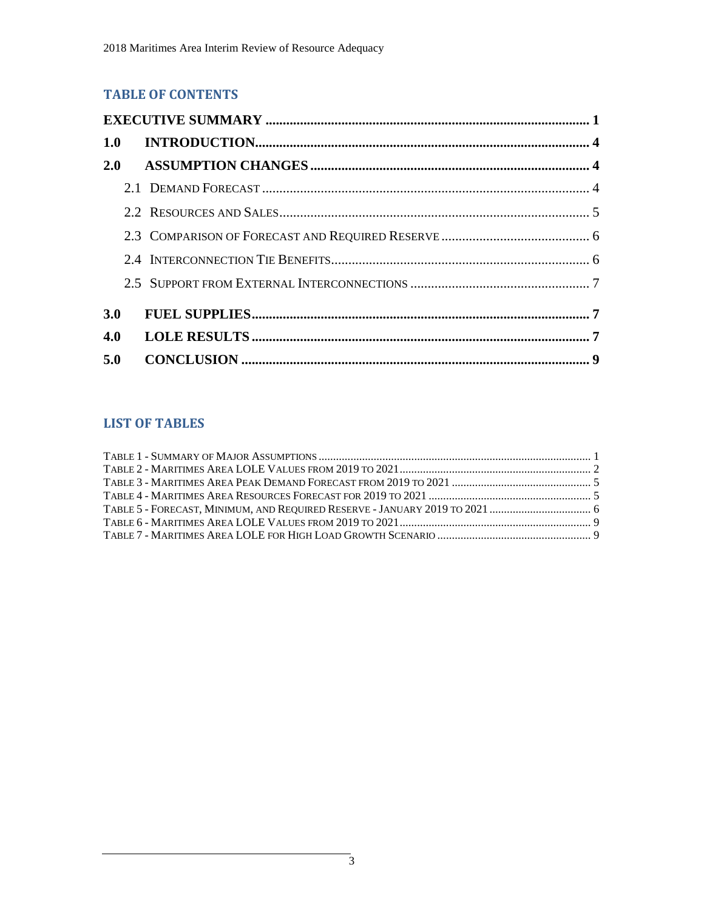## TABLE OF CONTENTS

**EXECUTIVE SUMMARY** ............ **1**

**1.0 INTRODUCTION** ............ **4**

**2.0 ASSUMPTION CHANGES** ............ **4**

- 2.1 DEMAND FORECAST ............ 4
- 2.2 RESOURCES AND SALES ............ 5
- 2.3 COMPARISON OF FORECAST AND REQUIRED RESERVE ............ 6
- 2.4 INTERCONNECTION TIE BENEFITS ............ 6
- 2.5 SUPPORT FROM EXTERNAL INTERCONNECTIONS ............ 7

**3.0 FUEL SUPPLIES** ............ **7**

**4.0 LOLE RESULTS** ............ **7**

**5.0 CONCLUSION** ............ **9**

## LIST OF TABLES

TABLE 1 - SUMMARY OF MAJOR ASSUMPTIONS ............ 1
TABLE 2 - MARITIMES AREA LOLE VALUES FROM 2019 TO 2021 ............ 2
TABLE 3 - MARITIMES AREA PEAK DEMAND FORECAST FROM 2019 TO 2021 ............ 5
TABLE 4 - MARITIMES AREA RESOURCES FORECAST FOR 2019 TO 2021 ............ 5
TABLE 5 - FORECAST, MINIMUM, AND REQUIRED RESERVE - JANUARY 2019 TO 2021 ............ 6
TABLE 6 - MARITIMES AREA LOLE VALUES FROM 2019 TO 2021 ............ 9
TABLE 7 - MARITIMES AREA LOLE FOR HIGH LOAD GROWTH SCENARIO ............ 9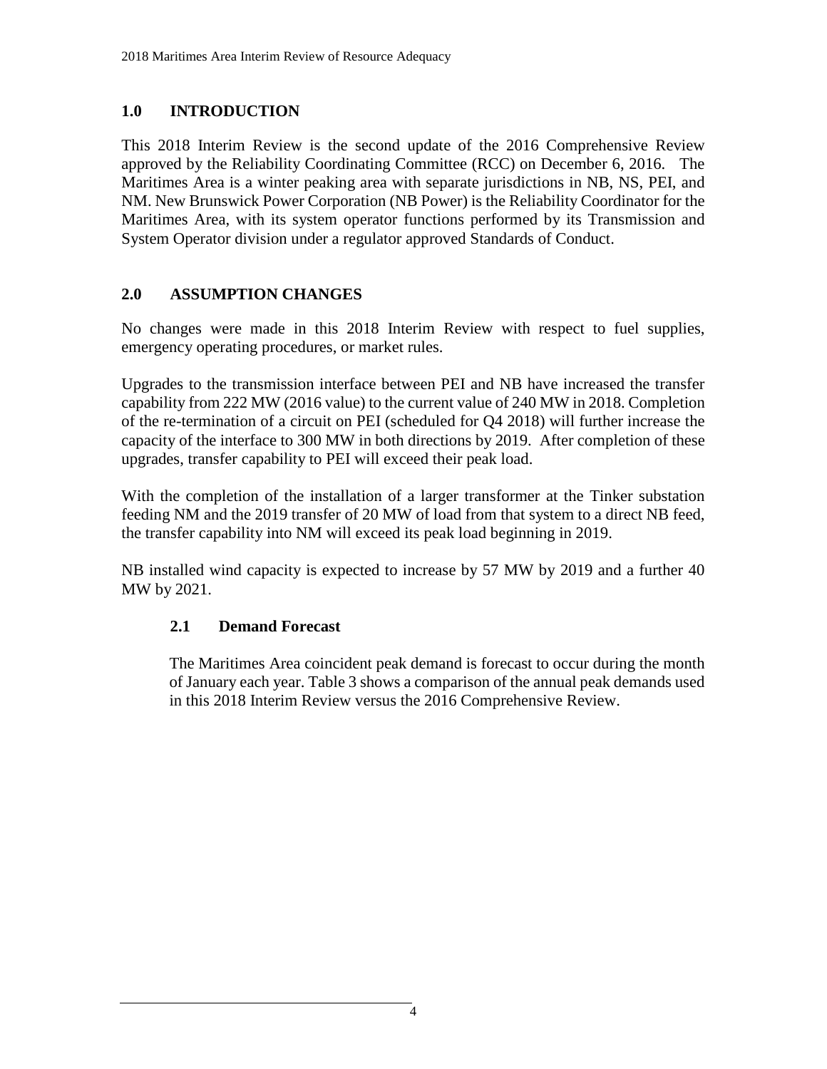## 1.0 INTRODUCTION

This 2018 Interim Review is the second update of the 2016 Comprehensive Review approved by the Reliability Coordinating Committee (RCC) on December 6, 2016. The Maritimes Area is a winter peaking area with separate jurisdictions in NB, NS, PEI, and NM. New Brunswick Power Corporation (NB Power) is the Reliability Coordinator for the Maritimes Area, with its system operator functions performed by its Transmission and System Operator division under a regulator approved Standards of Conduct.

## 2.0 ASSUMPTION CHANGES

No changes were made in this 2018 Interim Review with respect to fuel supplies, emergency operating procedures, or market rules.

Upgrades to the transmission interface between PEI and NB have increased the transfer capability from 222 MW (2016 value) to the current value of 240 MW in 2018. Completion of the re-termination of a circuit on PEI (scheduled for Q4 2018) will further increase the capacity of the interface to 300 MW in both directions by 2019. After completion of these upgrades, transfer capability to PEI will exceed their peak load.

With the completion of the installation of a larger transformer at the Tinker substation feeding NM and the 2019 transfer of 20 MW of load from that system to a direct NB feed, the transfer capability into NM will exceed its peak load beginning in 2019.

NB installed wind capacity is expected to increase by 57 MW by 2019 and a further 40 MW by 2021.

### 2.1 Demand Forecast

The Maritimes Area coincident peak demand is forecast to occur during the month of January each year. Table 3 shows a comparison of the annual peak demands used in this 2018 Interim Review versus the 2016 Comprehensive Review.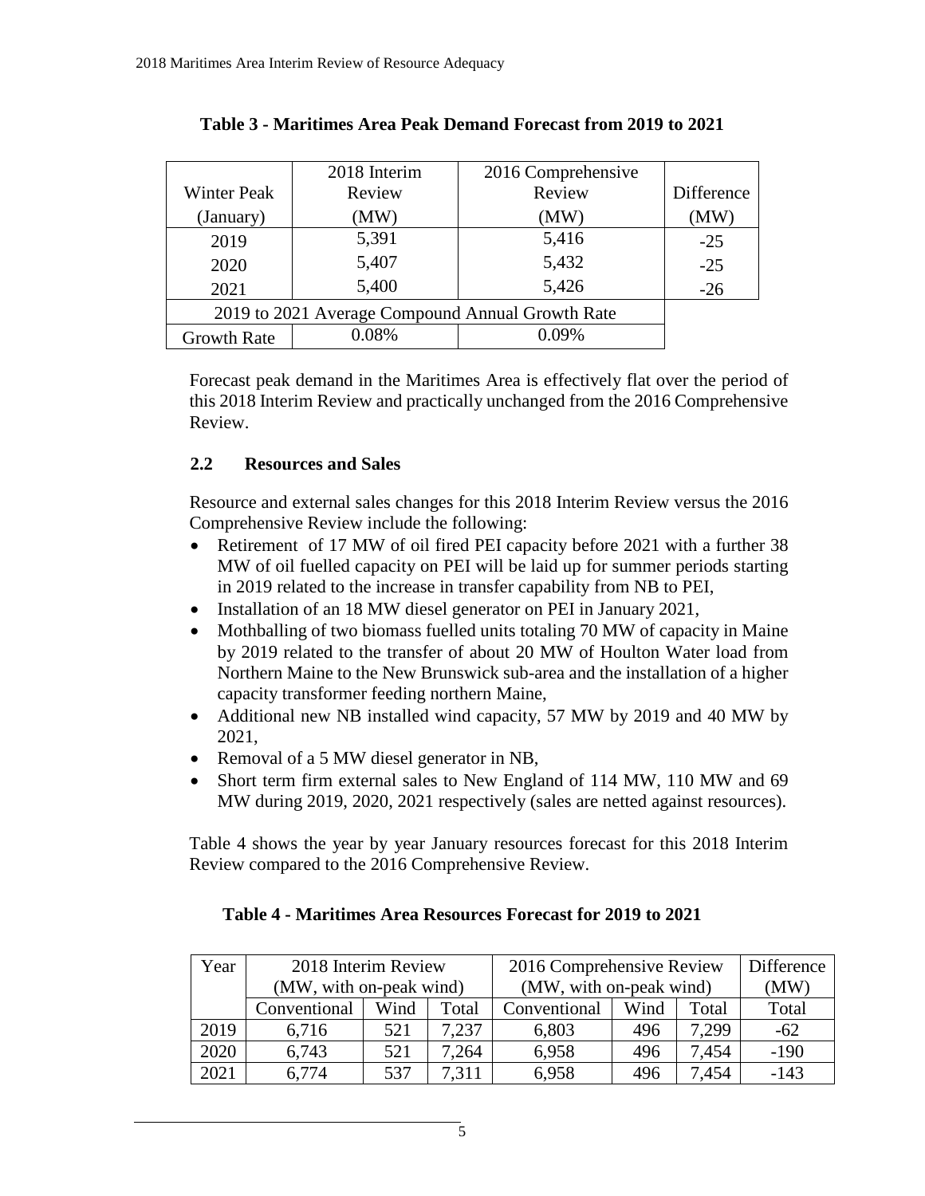**Table 3 - Maritimes Area Peak Demand Forecast from 2019 to 2021**

| Winter Peak (January) | 2018 Interim Review (MW) | 2016 Comprehensive Review (MW) | Difference (MW) |
|---|---|---|---|
| 2019 | 5,391 | 5,416 | -25 |
| 2020 | 5,407 | 5,432 | -25 |
| 2021 | 5,400 | 5,426 | -26 |
| 2019 to 2021 Average Compound Annual Growth Rate | | | |
| Growth Rate | 0.08% | 0.09% | |

Forecast peak demand in the Maritimes Area is effectively flat over the period of this 2018 Interim Review and practically unchanged from the 2016 Comprehensive Review.

## 2.2 Resources and Sales

Resource and external sales changes for this 2018 Interim Review versus the 2016 Comprehensive Review include the following:

- Retirement of 17 MW of oil fired PEI capacity before 2021 with a further 38 MW of oil fuelled capacity on PEI will be laid up for summer periods starting in 2019 related to the increase in transfer capability from NB to PEI,
- Installation of an 18 MW diesel generator on PEI in January 2021,
- Mothballing of two biomass fuelled units totaling 70 MW of capacity in Maine by 2019 related to the transfer of about 20 MW of Houlton Water load from Northern Maine to the New Brunswick sub-area and the installation of a higher capacity transformer feeding northern Maine,
- Additional new NB installed wind capacity, 57 MW by 2019 and 40 MW by 2021,
- Removal of a 5 MW diesel generator in NB,
- Short term firm external sales to New England of 114 MW, 110 MW and 69 MW during 2019, 2020, 2021 respectively (sales are netted against resources).

Table 4 shows the year by year January resources forecast for this 2018 Interim Review compared to the 2016 Comprehensive Review.

**Table 4 - Maritimes Area Resources Forecast for 2019 to 2021**

| Year | 2018 Interim Review (MW, with on-peak wind) | | | 2016 Comprehensive Review (MW, with on-peak wind) | | | Difference (MW) |
|---|---|---|---|---|---|---|---|
| | Conventional | Wind | Total | Conventional | Wind | Total | Total |
| 2019 | 6,716 | 521 | 7,237 | 6,803 | 496 | 7,299 | -62 |
| 2020 | 6,743 | 521 | 7,264 | 6,958 | 496 | 7,454 | -190 |
| 2021 | 6,774 | 537 | 7,311 | 6,958 | 496 | 7,454 | -143 |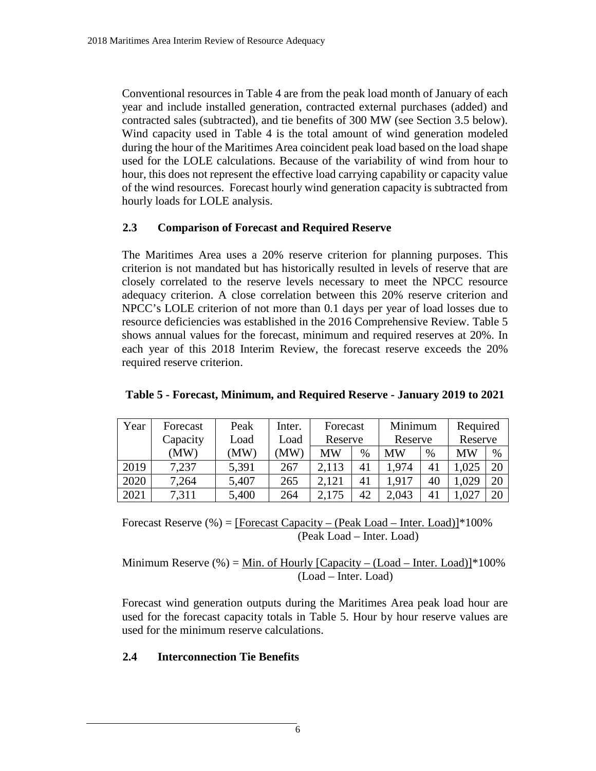Conventional resources in Table 4 are from the peak load month of January of each year and include installed generation, contracted external purchases (added) and contracted sales (subtracted), and tie benefits of 300 MW (see Section 3.5 below). Wind capacity used in Table 4 is the total amount of wind generation modeled during the hour of the Maritimes Area coincident peak load based on the load shape used for the LOLE calculations. Because of the variability of wind from hour to hour, this does not represent the effective load carrying capability or capacity value of the wind resources. Forecast hourly wind generation capacity is subtracted from hourly loads for LOLE analysis.

## 2.3 Comparison of Forecast and Required Reserve

The Maritimes Area uses a 20% reserve criterion for planning purposes. This criterion is not mandated but has historically resulted in levels of reserve that are closely correlated to the reserve levels necessary to meet the NPCC resource adequacy criterion. A close correlation between this 20% reserve criterion and NPCC's LOLE criterion of not more than 0.1 days per year of load losses due to resource deficiencies was established in the 2016 Comprehensive Review. Table 5 shows annual values for the forecast, minimum and required reserves at 20%. In each year of this 2018 Interim Review, the forecast reserve exceeds the 20% required reserve criterion.

**Table 5 - Forecast, Minimum, and Required Reserve - January 2019 to 2021**

| Year | Forecast Capacity (MW) | Peak Load (MW) | Inter. Load (MW) | Forecast Reserve | | Minimum Reserve | | Required Reserve | |
|---|---|---|---|---|---|---|---|---|---|
| | | | | MW | % | MW | % | MW | % |
| 2019 | 7,237 | 5,391 | 267 | 2,113 | 41 | 1,974 | 41 | 1,025 | 20 |
| 2020 | 7,264 | 5,407 | 265 | 2,121 | 41 | 1,917 | 40 | 1,029 | 20 |
| 2021 | 7,311 | 5,400 | 264 | 2,175 | 42 | 2,043 | 41 | 1,027 | 20 |

$$\text{Forecast Reserve (\%)} = \frac{[\text{Forecast Capacity} - (\text{Peak Load} - \text{Inter. Load})]}{(\text{Peak Load} - \text{Inter. Load})} * 100\%$$

$$\text{Minimum Reserve (\%)} = \frac{\text{Min. of Hourly } [\text{Capacity} - (\text{Load} - \text{Inter. Load})]}{(\text{Load} - \text{Inter. Load})} * 100\%$$

Forecast wind generation outputs during the Maritimes Area peak load hour are used for the forecast capacity totals in Table 5. Hour by hour reserve values are used for the minimum reserve calculations.

## 2.4 Interconnection Tie Benefits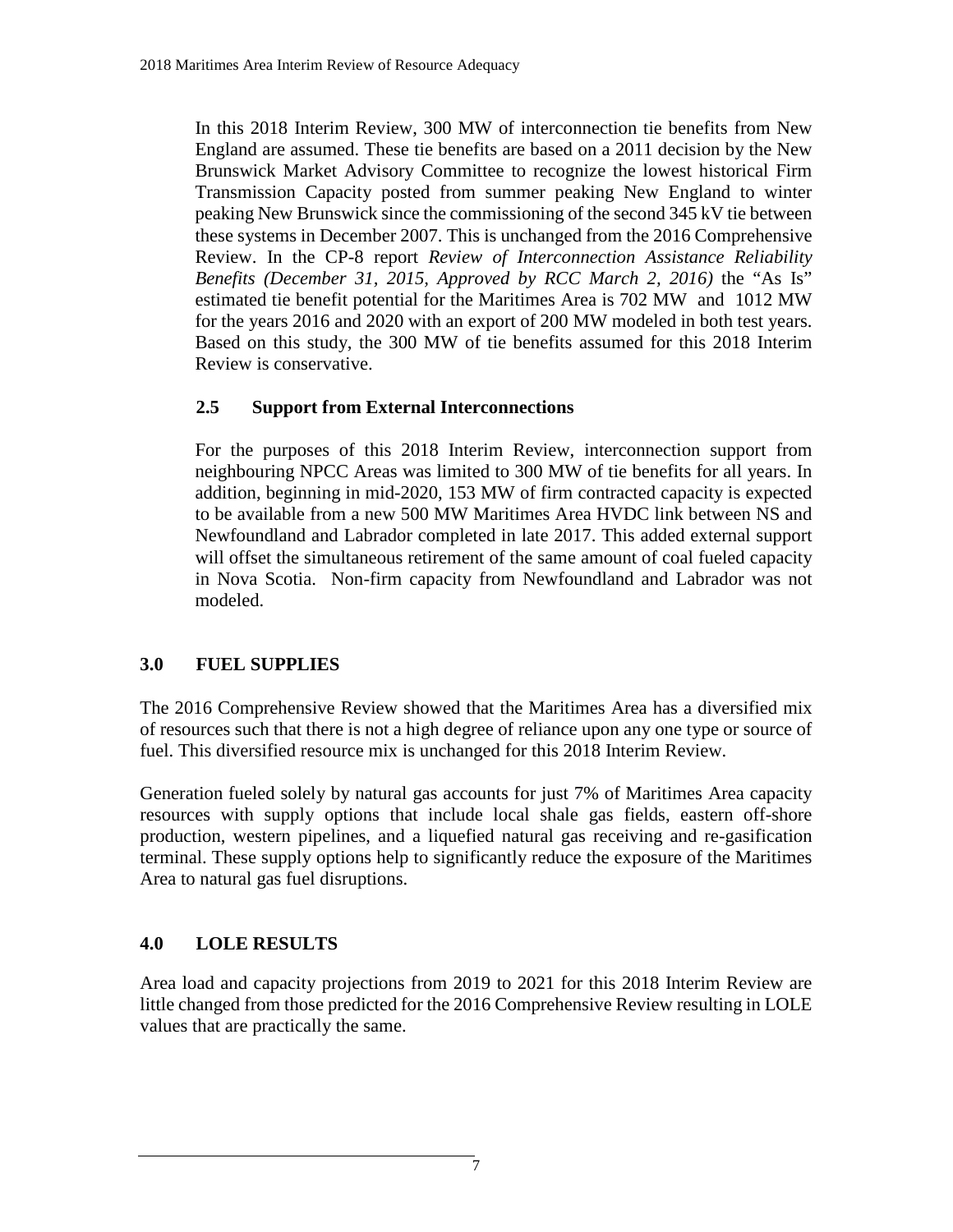In this 2018 Interim Review, 300 MW of interconnection tie benefits from New England are assumed. These tie benefits are based on a 2011 decision by the New Brunswick Market Advisory Committee to recognize the lowest historical Firm Transmission Capacity posted from summer peaking New England to winter peaking New Brunswick since the commissioning of the second 345 kV tie between these systems in December 2007. This is unchanged from the 2016 Comprehensive Review. In the CP-8 report *Review of Interconnection Assistance Reliability Benefits (December 31, 2015, Approved by RCC March 2, 2016)* the "As Is" estimated tie benefit potential for the Maritimes Area is 702 MW and 1012 MW for the years 2016 and 2020 with an export of 200 MW modeled in both test years. Based on this study, the 300 MW of tie benefits assumed for this 2018 Interim Review is conservative.

### 2.5 Support from External Interconnections

For the purposes of this 2018 Interim Review, interconnection support from neighbouring NPCC Areas was limited to 300 MW of tie benefits for all years. In addition, beginning in mid-2020, 153 MW of firm contracted capacity is expected to be available from a new 500 MW Maritimes Area HVDC link between NS and Newfoundland and Labrador completed in late 2017. This added external support will offset the simultaneous retirement of the same amount of coal fueled capacity in Nova Scotia. Non-firm capacity from Newfoundland and Labrador was not modeled.

## 3.0 FUEL SUPPLIES

The 2016 Comprehensive Review showed that the Maritimes Area has a diversified mix of resources such that there is not a high degree of reliance upon any one type or source of fuel. This diversified resource mix is unchanged for this 2018 Interim Review.

Generation fueled solely by natural gas accounts for just 7% of Maritimes Area capacity resources with supply options that include local shale gas fields, eastern off-shore production, western pipelines, and a liquefied natural gas receiving and re-gasification terminal. These supply options help to significantly reduce the exposure of the Maritimes Area to natural gas fuel disruptions.

## 4.0 LOLE RESULTS

Area load and capacity projections from 2019 to 2021 for this 2018 Interim Review are little changed from those predicted for the 2016 Comprehensive Review resulting in LOLE values that are practically the same.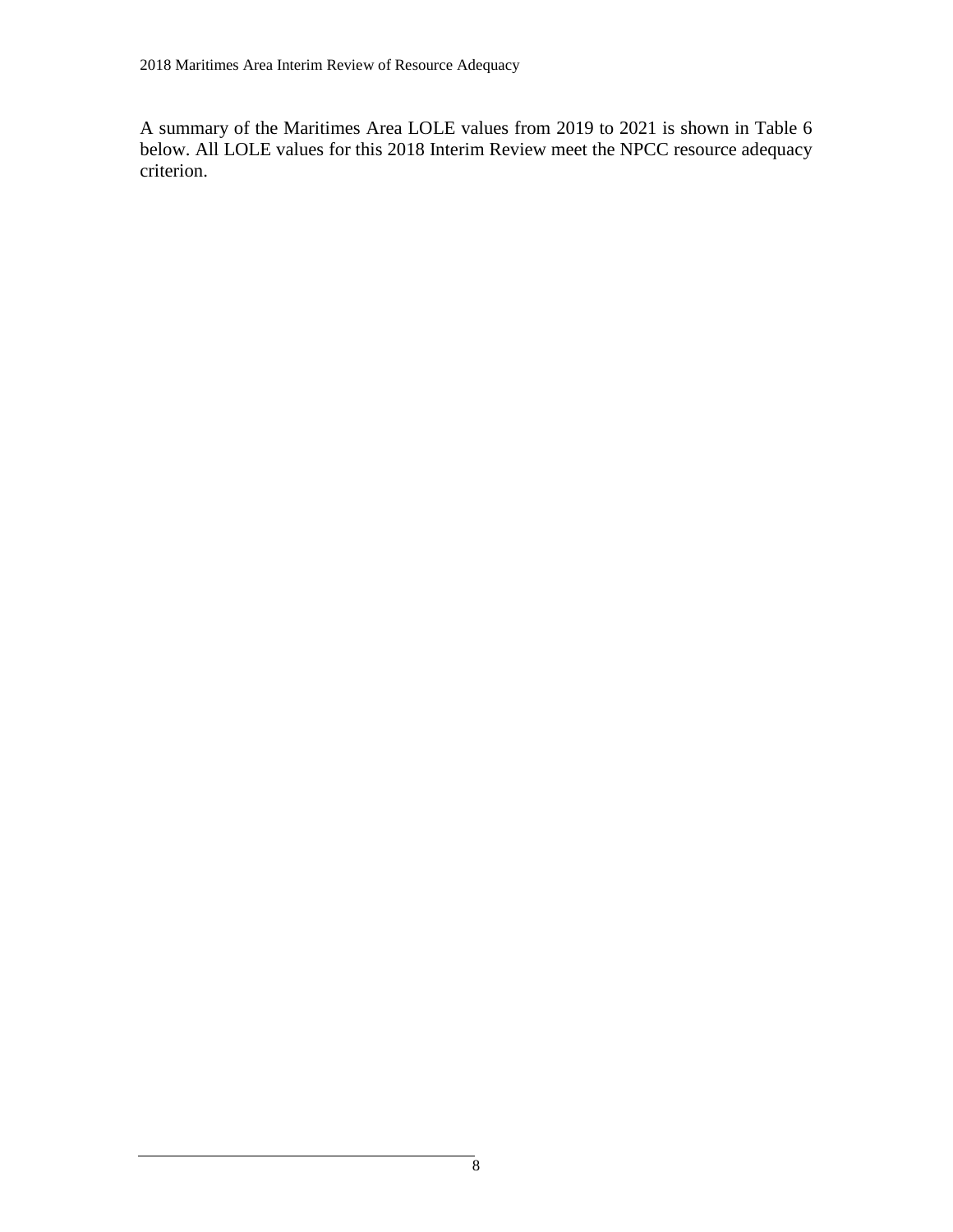A summary of the Maritimes Area LOLE values from 2019 to 2021 is shown in Table 6 below. All LOLE values for this 2018 Interim Review meet the NPCC resource adequacy criterion.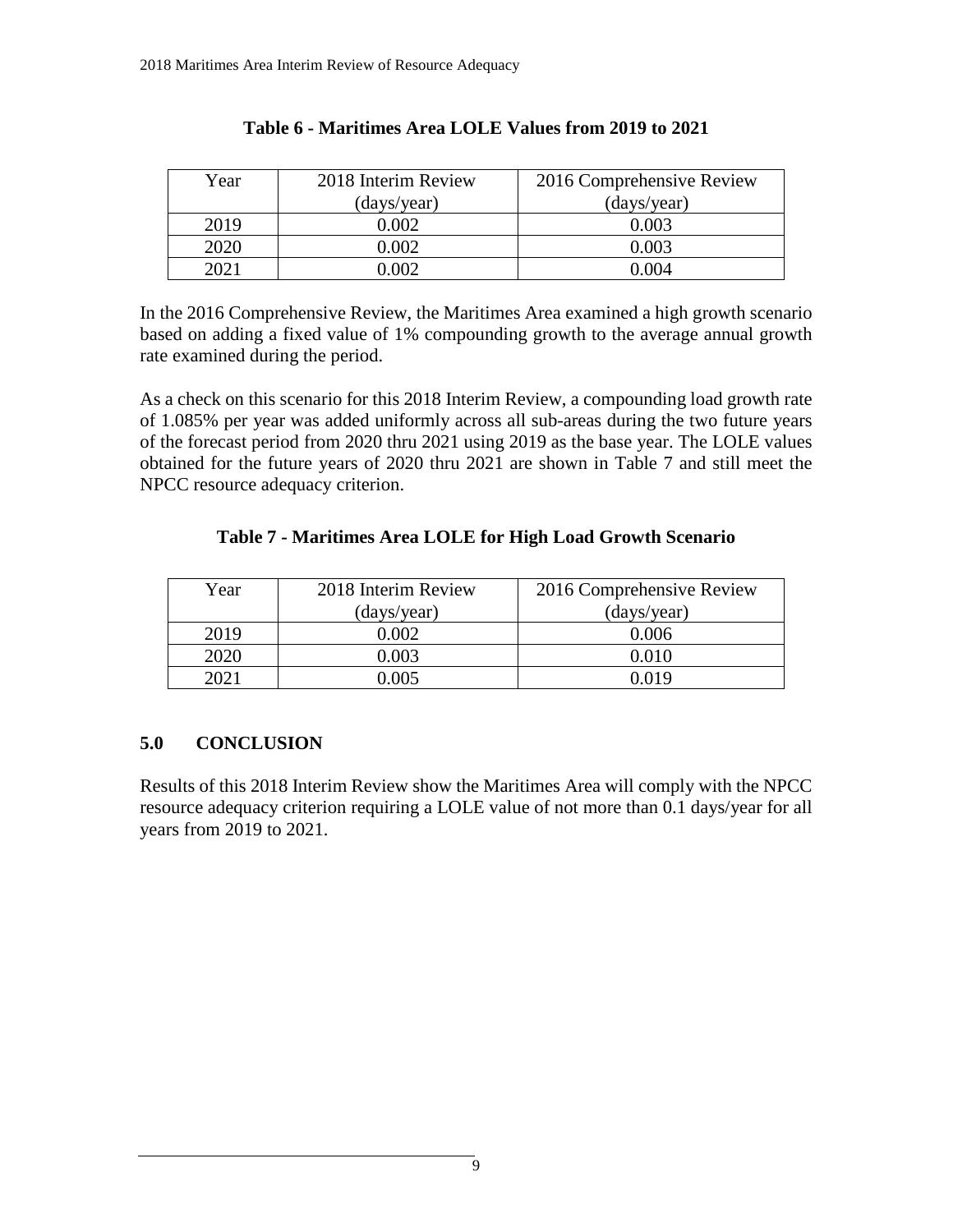**Table 6 - Maritimes Area LOLE Values from 2019 to 2021**

| Year | 2018 Interim Review (days/year) | 2016 Comprehensive Review (days/year) |
|---|---|---|
| 2019 | 0.002 | 0.003 |
| 2020 | 0.002 | 0.003 |
| 2021 | 0.002 | 0.004 |

In the 2016 Comprehensive Review, the Maritimes Area examined a high growth scenario based on adding a fixed value of 1% compounding growth to the average annual growth rate examined during the period.

As a check on this scenario for this 2018 Interim Review, a compounding load growth rate of 1.085% per year was added uniformly across all sub-areas during the two future years of the forecast period from 2020 thru 2021 using 2019 as the base year. The LOLE values obtained for the future years of 2020 thru 2021 are shown in Table 7 and still meet the NPCC resource adequacy criterion.

**Table 7 - Maritimes Area LOLE for High Load Growth Scenario**

| Year | 2018 Interim Review (days/year) | 2016 Comprehensive Review (days/year) |
|---|---|---|
| 2019 | 0.002 | 0.006 |
| 2020 | 0.003 | 0.010 |
| 2021 | 0.005 | 0.019 |

## 5.0 CONCLUSION

Results of this 2018 Interim Review show the Maritimes Area will comply with the NPCC resource adequacy criterion requiring a LOLE value of not more than 0.1 days/year for all years from 2019 to 2021.